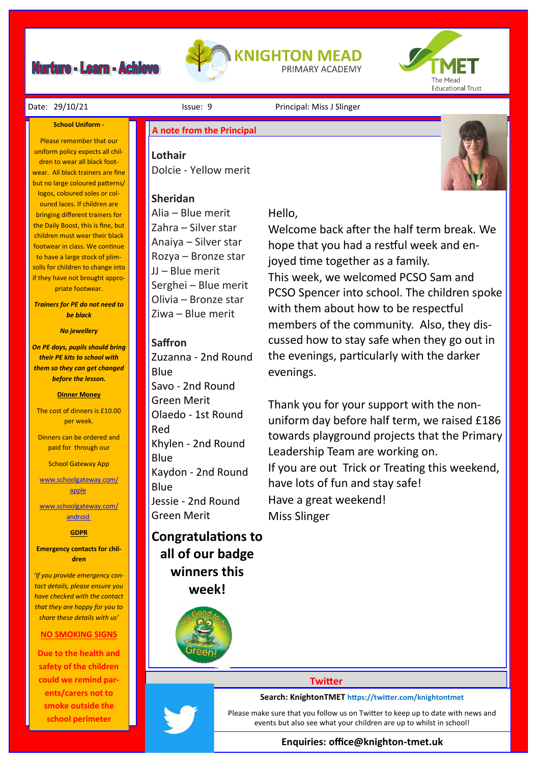# Nurture - Learn - Achieve

**KNIGHTON MEAD PRIMARY ACADEMY**

TMET The Mead Educational Trust

Date: 29/10/21 Issue: 9 Principal: Miss J Slinger

## A note from the Principal

Hello,

Welcome back after the half term break. We hope that you had a restful week and enjoyed time together as a family.

This week, we welcomed PCSO Sam and PCSO Spencer into school. The children spoke with them about how to be respectful members of the community. Also, they discussed how to stay safe when they go out in the evenings, particularly with the darker evenings.

Thank you for your support with the non-uniform day before half term, we raised £186 towards playground projects that the Primary Leadership Team are working on.

If you are out Trick or Treating this weekend, have lots of fun and stay safe!

Have a great weekend!

Miss Slinger

**Lothair**

Dolcie - Yellow merit

**Sheridan**

Alia – Blue merit
Zahra – Silver star
Anaiya – Silver star
Rozya – Bronze star
JJ – Blue merit
Serghei – Blue merit
Olivia – Bronze star
Ziwa – Blue merit

**Saffron**

Zuzanna - 2nd Round Blue
Savo - 2nd Round Green Merit
Olaedo - 1st Round Red
Khylen - 2nd Round Blue
Kaydon - 2nd Round Blue
Jessie - 2nd Round Green Merit

**Congratulations to all of our badge winners this week!**

It's Good to be Green!

**School Uniform -**

Please remember that our uniform policy expects all children to wear all black footwear. All black trainers are fine but no large coloured patterns/ logos, coloured soles or coloured laces. If children are bringing different trainers for the Daily Boost, this is fine, but children must wear their black footwear in class. We continue to have a large stock of plimsolls for children to change into if they have not brought appropriate footwear.

***Trainers for PE do not need to be black***

***No jewellery***

***On PE days, pupils should bring their PE kits to school with them so they can get changed before the lesson.***

**Dinner Money**

The cost of dinners is £10.00 per week.

Dinners can be ordered and paid for through our

School Gateway App

www.schoolgateway.com/apple

www.schoolgateway.com/android

**GDPR**

**Emergency contacts for children**

*'If you provide emergency contact details, please ensure you have checked with the contact that they are happy for you to share these details with us'*

**NO SMOKING SIGNS**

**Due to the health and safety of the children could we remind parents/carers not to smoke outside the school perimeter**

## Twitter

**Search: KnightonTMET** https://twitter.com/knightontmet

Please make sure that you follow us on Twitter to keep up to date with news and events but also see what your children are up to whilst in school!

**Enquiries: office@knighton-tmet.uk**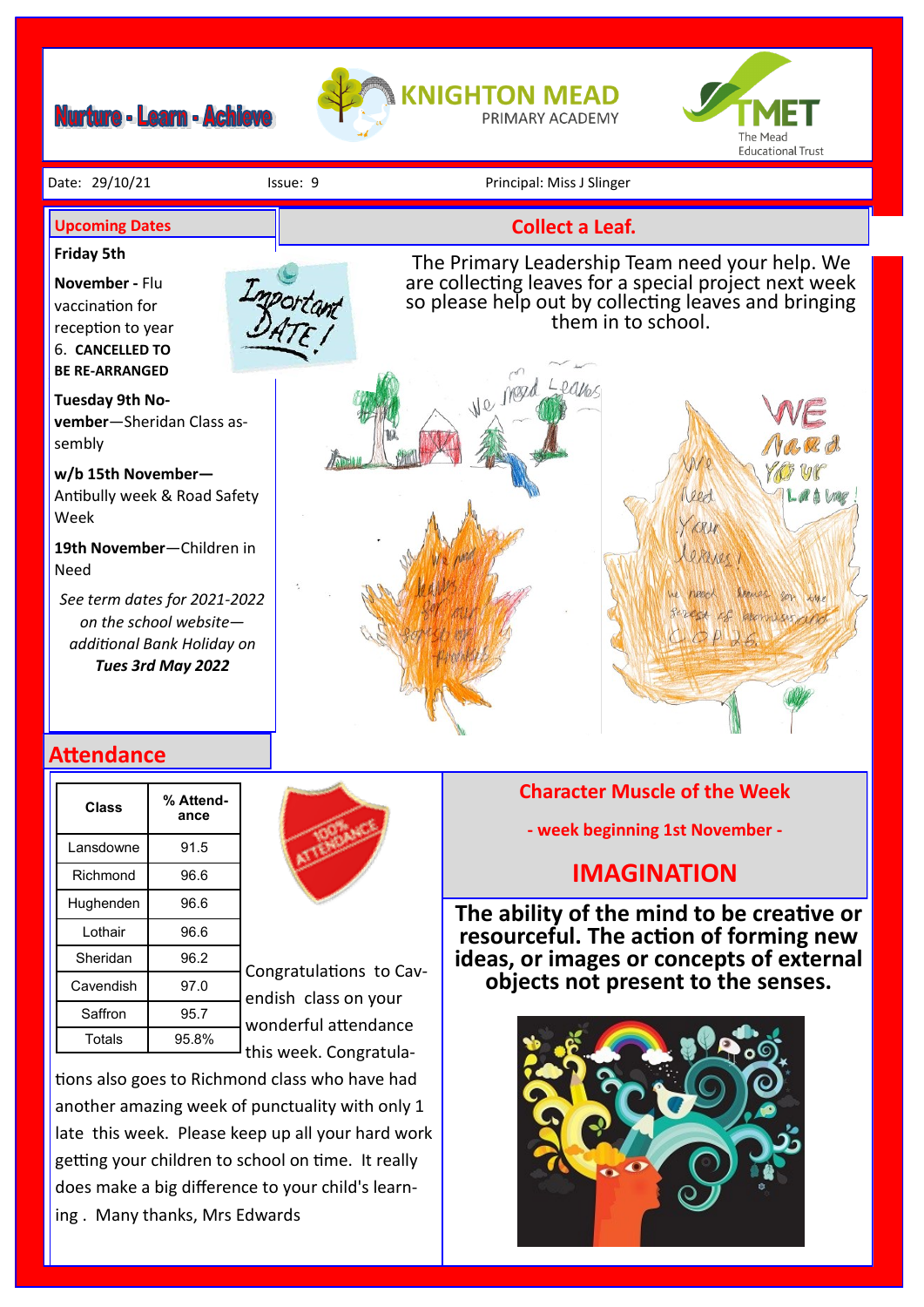**Nurture - Learn - Achieve**

KNIGHTON MEAD PRIMARY ACADEMY

TMET The Mead Educational Trust

Date: 29/10/21 Issue: 9 Principal: Miss J Slinger

## Upcoming Dates

**Friday 5th**

**November -** Flu vaccination for reception to year 6. **CANCELLED TO BE RE-ARRANGED**

**Tuesday 9th November**—Sheridan Class assembly

**w/b 15th November—** Antibully week & Road Safety Week

**19th November**—Children in Need

*See term dates for 2021-2022 on the school website—additional Bank Holiday on* ***Tues 3rd May 2022***

## Collect a Leaf.

The Primary Leadership Team need your help. We are collecting leaves for a special project next week so please help out by collecting leaves and bringing them in to school.

## Attendance

| Class | % Attendance |
|---|---|
| Lansdowne | 91.5 |
| Richmond | 96.6 |
| Hughenden | 96.6 |
| Lothair | 96.6 |
| Sheridan | 96.2 |
| Cavendish | 97.0 |
| Saffron | 95.7 |
| Totals | 95.8% |

Congratulations to Cavendish class on your wonderful attendance this week. Congratulations also goes to Richmond class who have had another amazing week of punctuality with only 1 late this week. Please keep up all your hard work getting your children to school on time. It really does make a big difference to your child's learning . Many thanks, Mrs Edwards

## Character Muscle of the Week

**- week beginning 1st November -**

## IMAGINATION

**The ability of the mind to be creative or resourceful. The action of forming new ideas, or images or concepts of external objects not present to the senses.**